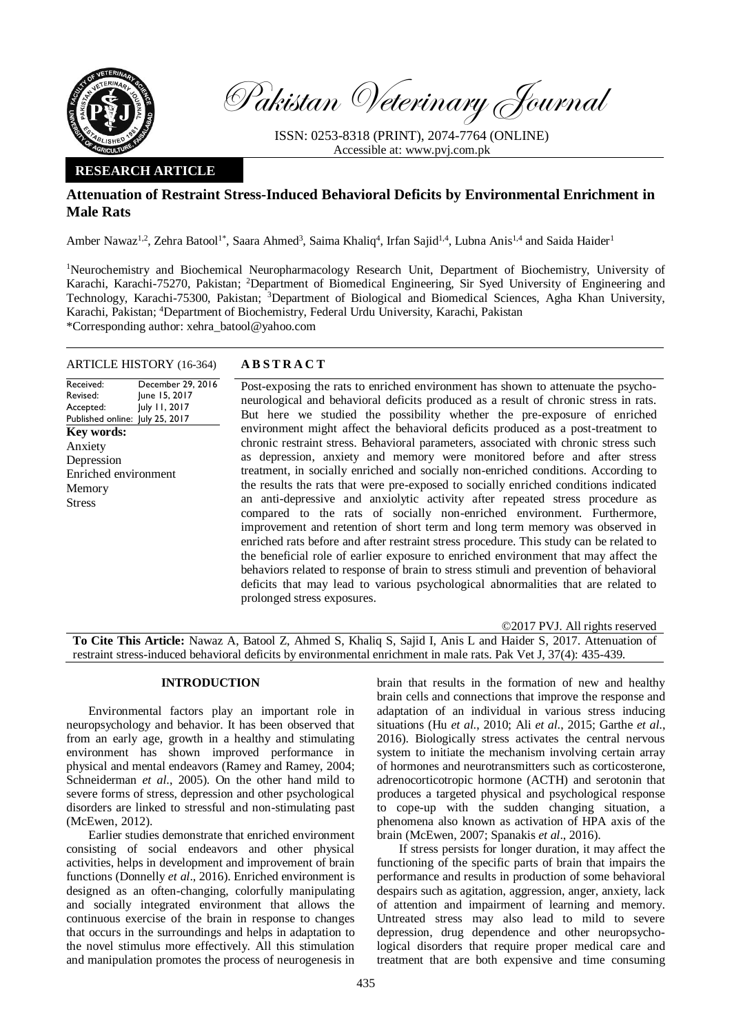Pakistan Veterinary Journal

ISSN: 0253-8318 (PRINT), 2074-7764 (ONLINE)
Accessible at: www.pvj.com.pk

**RESEARCH ARTICLE**

# Attenuation of Restraint Stress-Induced Behavioral Deficits by Environmental Enrichment in Male Rats

Amber Nawaz[1,2], Zehra Batool[1*], Saara Ahmed[3], Saima Khaliq[4], Irfan Sajid[1,4], Lubna Anis[1,4] and Saida Haider[1]

[1]Neurochemistry and Biochemical Neuropharmacology Research Unit, Department of Biochemistry, University of Karachi, Karachi-75270, Pakistan; [2]Department of Biomedical Engineering, Sir Syed University of Engineering and Technology, Karachi-75300, Pakistan; [3]Department of Biological and Biomedical Sciences, Agha Khan University, Karachi, Pakistan; [4]Department of Biochemistry, Federal Urdu University, Karachi, Pakistan
*Corresponding author: xehra_batool@yahoo.com

**ARTICLE HISTORY (16-364)**

| | |
|---|---|
| Received: | December 29, 2016 |
| Revised: | June 15, 2017 |
| Accepted: | July 11, 2017 |
| Published online: | July 25, 2017 |

**Key words:**
Anxiety
Depression
Enriched environment
Memory
Stress

## ABSTRACT

Post-exposing the rats to enriched environment has shown to attenuate the psycho-neurological and behavioral deficits produced as a result of chronic stress in rats. But here we studied the possibility whether the pre-exposure of enriched environment might affect the behavioral deficits produced as a post-treatment to chronic restraint stress. Behavioral parameters, associated with chronic stress such as depression, anxiety and memory were monitored before and after stress treatment, in socially enriched and socially non-enriched conditions. According to the results the rats that were pre-exposed to socially enriched conditions indicated an anti-depressive and anxiolytic activity after repeated stress procedure as compared to the rats of socially non-enriched environment. Furthermore, improvement and retention of short term and long term memory was observed in enriched rats before and after restraint stress procedure. This study can be related to the beneficial role of earlier exposure to enriched environment that may affect the behaviors related to response of brain to stress stimuli and prevention of behavioral deficits that may lead to various psychological abnormalities that are related to prolonged stress exposures.

©2017 PVJ. All rights reserved

**To Cite This Article:** Nawaz A, Batool Z, Ahmed S, Khaliq S, Sajid I, Anis L and Haider S, 2017. Attenuation of restraint stress-induced behavioral deficits by environmental enrichment in male rats. Pak Vet J, 37(4): 435-439.

## INTRODUCTION

Environmental factors play an important role in neuropsychology and behavior. It has been observed that from an early age, growth in a healthy and stimulating environment has shown improved performance in physical and mental endeavors (Ramey and Ramey, 2004; Schneiderman *et al*., 2005). On the other hand mild to severe forms of stress, depression and other psychological disorders are linked to stressful and non-stimulating past (McEwen, 2012).

Earlier studies demonstrate that enriched environment consisting of social endeavors and other physical activities, helps in development and improvement of brain functions (Donnelly *et al*., 2016). Enriched environment is designed as an often-changing, colorfully manipulating and socially integrated environment that allows the continuous exercise of the brain in response to changes that occurs in the surroundings and helps in adaptation to the novel stimulus more effectively. All this stimulation and manipulation promotes the process of neurogenesis in brain that results in the formation of new and healthy brain cells and connections that improve the response and adaptation of an individual in various stress inducing situations (Hu *et al*., 2010; Ali *et al*., 2015; Garthe *et al*., 2016). Biologically stress activates the central nervous system to initiate the mechanism involving certain array of hormones and neurotransmitters such as corticosterone, adrenocorticotropic hormone (ACTH) and serotonin that produces a targeted physical and psychological response to cope-up with the sudden changing situation, a phenomena also known as activation of HPA axis of the brain (McEwen, 2007; Spanakis *et al*., 2016).

If stress persists for longer duration, it may affect the functioning of the specific parts of brain that impairs the performance and results in production of some behavioral despairs such as agitation, aggression, anger, anxiety, lack of attention and impairment of learning and memory. Untreated stress may also lead to mild to severe depression, drug dependence and other neuropsychological disorders that require proper medical care and treatment that are both expensive and time consuming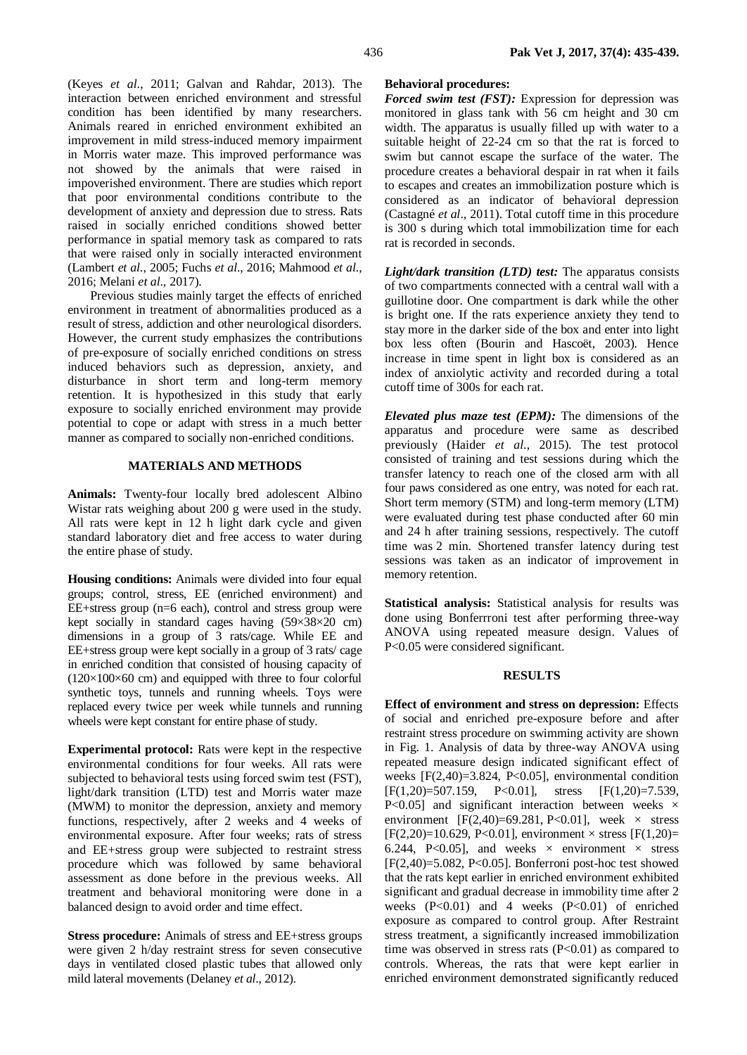(Keyes *et al.*, 2011; Galvan and Rahdar, 2013). The interaction between enriched environment and stressful condition has been identified by many researchers. Animals reared in enriched environment exhibited an improvement in mild stress-induced memory impairment in Morris water maze. This improved performance was not showed by the animals that were raised in impoverished environment. There are studies which report that poor environmental conditions contribute to the development of anxiety and depression due to stress. Rats raised in socially enriched conditions showed better performance in spatial memory task as compared to rats that were raised only in socially interacted environment (Lambert *et al.*, 2005; Fuchs *et al.*, 2016; Mahmood *et al.*, 2016; Melani *et al.*, 2017).

Previous studies mainly target the effects of enriched environment in treatment of abnormalities produced as a result of stress, addiction and other neurological disorders. However, the current study emphasizes the contributions of pre-exposure of socially enriched conditions on stress induced behaviors such as depression, anxiety, and disturbance in short term and long-term memory retention. It is hypothesized in this study that early exposure to socially enriched environment may provide potential to cope or adapt with stress in a much better manner as compared to socially non-enriched conditions.

## MATERIALS AND METHODS

**Animals:** Twenty-four locally bred adolescent Albino Wistar rats weighing about 200 g were used in the study. All rats were kept in 12 h light dark cycle and given standard laboratory diet and free access to water during the entire phase of study.

**Housing conditions:** Animals were divided into four equal groups; control, stress, EE (enriched environment) and EE+stress group (n=6 each), control and stress group were kept socially in standard cages having (59×38×20 cm) dimensions in a group of 3 rats/cage. While EE and EE+stress group were kept socially in a group of 3 rats/ cage in enriched condition that consisted of housing capacity of (120×100×60 cm) and equipped with three to four colorful synthetic toys, tunnels and running wheels. Toys were replaced every twice per week while tunnels and running wheels were kept constant for entire phase of study.

**Experimental protocol:** Rats were kept in the respective environmental conditions for four weeks. All rats were subjected to behavioral tests using forced swim test (FST), light/dark transition (LTD) test and Morris water maze (MWM) to monitor the depression, anxiety and memory functions, respectively, after 2 weeks and 4 weeks of environmental exposure. After four weeks; rats of stress and EE+stress group were subjected to restraint stress procedure which was followed by same behavioral assessment as done before in the previous weeks. All treatment and behavioral monitoring were done in a balanced design to avoid order and time effect.

**Stress procedure:** Animals of stress and EE+stress groups were given 2 h/day restraint stress for seven consecutive days in ventilated closed plastic tubes that allowed only mild lateral movements (Delaney *et al*., 2012).

**Behavioral procedures:**

***Forced swim test (FST):*** Expression for depression was monitored in glass tank with 56 cm height and 30 cm width. The apparatus is usually filled up with water to a suitable height of 22-24 cm so that the rat is forced to swim but cannot escape the surface of the water. The procedure creates a behavioral despair in rat when it fails to escapes and creates an immobilization posture which is considered as an indicator of behavioral depression (Castagné *et al*., 2011). Total cutoff time in this procedure is 300 s during which total immobilization time for each rat is recorded in seconds.

***Light/dark transition (LTD) test:*** The apparatus consists of two compartments connected with a central wall with a guillotine door. One compartment is dark while the other is bright one. If the rats experience anxiety they tend to stay more in the darker side of the box and enter into light box less often (Bourin and Hascoët, 2003). Hence increase in time spent in light box is considered as an index of anxiolytic activity and recorded during a total cutoff time of 300s for each rat.

***Elevated plus maze test (EPM):*** The dimensions of the apparatus and procedure were same as described previously (Haider *et al*., 2015). The test protocol consisted of training and test sessions during which the transfer latency to reach one of the closed arm with all four paws considered as one entry, was noted for each rat. Short term memory (STM) and long-term memory (LTM) were evaluated during test phase conducted after 60 min and 24 h after training sessions, respectively. The cutoff time was 2 min. Shortened transfer latency during test sessions was taken as an indicator of improvement in memory retention.

**Statistical analysis:** Statistical analysis for results was done using Bonferrroni test after performing three-way ANOVA using repeated measure design. Values of $P<0.05$ were considered significant.

## RESULTS

**Effect of environment and stress on depression:** Effects of social and enriched pre-exposure before and after restraint stress procedure on swimming activity are shown in Fig. 1. Analysis of data by three-way ANOVA using repeated measure design indicated significant effect of weeks [$F(2,40)=3.824$, $P<0.05$], environmental condition [$F(1,20)=507.159$, $P<0.01$], stress [$F(1,20)=7.539$, $P<0.05$] and significant interaction between weeks × environment [$F(2,40)=69.281$, $P<0.01$], week × stress [$F(2,20)=10.629$, $P<0.01$], environment × stress [$F(1,20)=6.244$, $P<0.05$], and weeks × environment × stress [$F(2,40)=5.082$, $P<0.05$]. Bonferroni post-hoc test showed that the rats kept earlier in enriched environment exhibited significant and gradual decrease in immobility time after 2 weeks ($P<0.01$) and 4 weeks ($P<0.01$) of enriched exposure as compared to control group. After Restraint stress treatment, a significantly increased immobilization time was observed in stress rats ($P<0.01$) as compared to controls. Whereas, the rats that were kept earlier in enriched environment demonstrated significantly reduced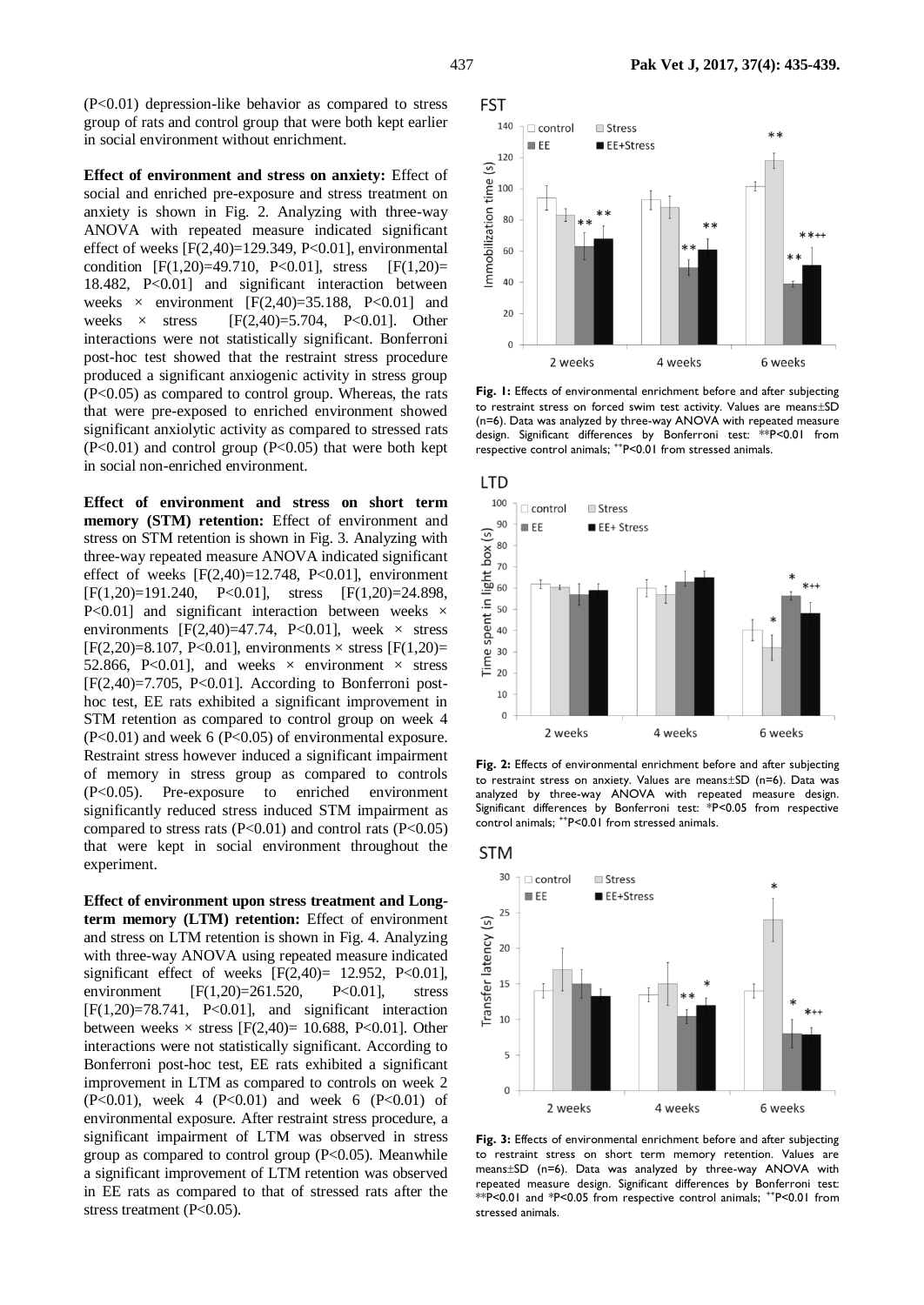(P<0.01) depression-like behavior as compared to stress group of rats and control group that were both kept earlier in social environment without enrichment.

**Effect of environment and stress on anxiety:** Effect of social and enriched pre-exposure and stress treatment on anxiety is shown in Fig. 2. Analyzing with three-way ANOVA with repeated measure indicated significant effect of weeks [$F(2,40)=129.349$, $P<0.01$], environmental condition [$F(1,20)=49.710$, $P<0.01$], stress [$F(1,20)=18.482$, $P<0.01$] and significant interaction between weeks × environment [$F(2,40)=35.188$, $P<0.01$] and weeks × stress [$F(2,40)=5.704$, $P<0.01$]. Other interactions were not statistically significant. Bonferroni post-hoc test showed that the restraint stress procedure produced a significant anxiogenic activity in stress group ($P<0.05$) as compared to control group. Whereas, the rats that were pre-exposed to enriched environment showed significant anxiolytic activity as compared to stressed rats ($P<0.01$) and control group ($P<0.05$) that were both kept in social non-enriched environment.

**Effect of environment and stress on short term memory (STM) retention:** Effect of environment and stress on STM retention is shown in Fig. 3. Analyzing with three-way repeated measure ANOVA indicated significant effect of weeks [$F(2,40)=12.748$, $P<0.01$], environment [$F(1,20)=191.240$, $P<0.01$], stress [$F(1,20)=24.898$, $P<0.01$] and significant interaction between weeks × environments [$F(2,40)=47.74$, $P<0.01$], week × stress [$F(2,20)=8.107$, $P<0.01$], environments × stress [$F(1,20)=52.866$, $P<0.01$], and weeks × environment × stress [$F(2,40)=7.705$, $P<0.01$]. According to Bonferroni post-hoc test, EE rats exhibited a significant improvement in STM retention as compared to control group on week 4 ($P<0.01$) and week 6 ($P<0.05$) of environmental exposure. Restraint stress however induced a significant impairment of memory in stress group as compared to controls ($P<0.05$). Pre-exposure to enriched environment significantly reduced stress induced STM impairment as compared to stress rats ($P<0.01$) and control rats ($P<0.05$) that were kept in social environment throughout the experiment.

**Effect of environment upon stress treatment and Long-term memory (LTM) retention:** Effect of environment and stress on LTM retention is shown in Fig. 4. Analyzing with three-way ANOVA using repeated measure indicated significant effect of weeks [$F(2,40)= 12.952$, $P<0.01$], environment [$F(1,20)=261.520$, $P<0.01$], stress [$F(1,20)=78.741$, $P<0.01$], and significant interaction between weeks × stress [$F(2,40)= 10.688$, $P<0.01$]. Other interactions were not statistically significant. According to Bonferroni post-hoc test, EE rats exhibited a significant improvement in LTM as compared to controls on week 2 ($P<0.01$), week 4 ($P<0.01$) and week 6 ($P<0.01$) of environmental exposure. After restraint stress procedure, a significant impairment of LTM was observed in stress group as compared to control group ($P<0.05$). Meanwhile a significant improvement of LTM retention was observed in EE rats as compared to that of stressed rats after the stress treatment ($P<0.05$).

**Fig. 1:** Effects of environmental enrichment before and after subjecting to restraint stress on forced swim test activity. Values are means±SD (n=6). Data was analyzed by three-way ANOVA with repeated measure design. Significant differences by Bonferroni test: **P<0.01 from respective control animals; ++P<0.01 from stressed animals.

**Fig. 2:** Effects of environmental enrichment before and after subjecting to restraint stress on anxiety. Values are means±SD (n=6). Data was analyzed by three-way ANOVA with repeated measure design. Significant differences by Bonferroni test: *P<0.05 from respective control animals; ++P<0.01 from stressed animals.

**Fig. 3:** Effects of environmental enrichment before and after subjecting to restraint stress on short term memory retention. Values are means±SD (n=6). Data was analyzed by three-way ANOVA with repeated measure design. Significant differences by Bonferroni test: **P<0.01 and *P<0.05 from respective control animals; ++P<0.01 from stressed animals.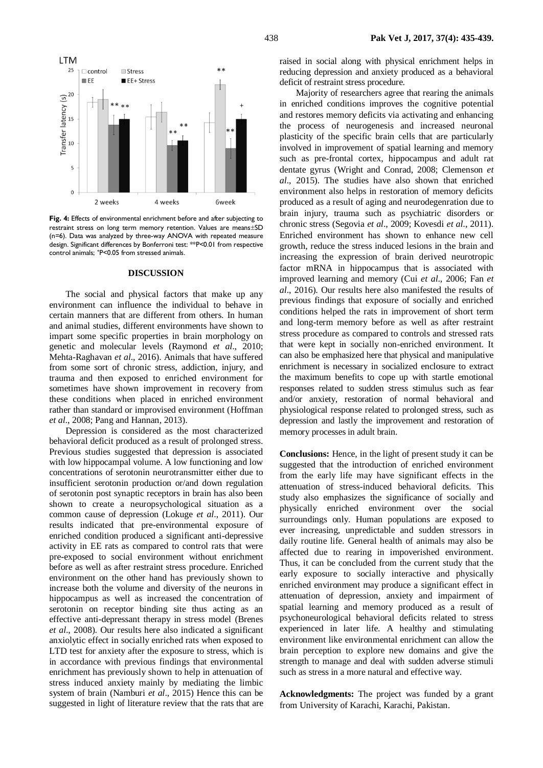Fig. 4: Effects of environmental enrichment before and after subjecting to restraint stress on long term memory retention. Values are means±SD (n=6). Data was analyzed by three-way ANOVA with repeated measure design. Significant differences by Bonferroni test: **P<0.01 from respective control animals; +P<0.05 from stressed animals.

## DISCUSSION

The social and physical factors that make up any environment can influence the individual to behave in certain manners that are different from others. In human and animal studies, different environments have shown to impart some specific properties in brain morphology on genetic and molecular levels (Raymond *et al*., 2010; Mehta-Raghavan *et al*., 2016). Animals that have suffered from some sort of chronic stress, addiction, injury, and trauma and then exposed to enriched environment for sometimes have shown improvement in recovery from these conditions when placed in enriched environment rather than standard or improvised environment (Hoffman *et al*., 2008; Pang and Hannan, 2013).

Depression is considered as the most characterized behavioral deficit produced as a result of prolonged stress. Previous studies suggested that depression is associated with low hippocampal volume. A low functioning and low concentrations of serotonin neurotransmitter either due to insufficient serotonin production or/and down regulation of serotonin post synaptic receptors in brain has also been shown to create a neuropsychological situation as a common cause of depression (Lokuge *et al*., 2011). Our results indicated that pre-environmental exposure of enriched condition produced a significant anti-depressive activity in EE rats as compared to control rats that were pre-exposed to social environment without enrichment before as well as after restraint stress procedure. Enriched environment on the other hand has previously shown to increase both the volume and diversity of the neurons in hippocampus as well as increased the concentration of serotonin on receptor binding site thus acting as an effective anti-depressant therapy in stress model (Brenes *et al*., 2008). Our results here also indicated a significant anxiolytic effect in socially enriched rats when exposed to LTD test for anxiety after the exposure to stress, which is in accordance with previous findings that environmental enrichment has previously shown to help in attenuation of stress induced anxiety mainly by mediating the limbic system of brain (Namburi *et al*., 2015) Hence this can be suggested in light of literature review that the rats that are raised in social along with physical enrichment helps in reducing depression and anxiety produced as a behavioral deficit of restraint stress procedure.

Majority of researchers agree that rearing the animals in enriched conditions improves the cognitive potential and restores memory deficits via activating and enhancing the process of neurogenesis and increased neuronal plasticity of the specific brain cells that are particularly involved in improvement of spatial learning and memory such as pre-frontal cortex, hippocampus and adult rat dentate gyrus (Wright and Conrad, 2008; Clemenson *et al*., 2015). The studies have also shown that enriched environment also helps in restoration of memory deficits produced as a result of aging and neurodegenration due to brain injury, trauma such as psychiatric disorders or chronic stress (Segovia *et al*., 2009; Kovesdi *et al*., 2011). Enriched environment has shown to enhance new cell growth, reduce the stress induced lesions in the brain and increasing the expression of brain derived neurotropic factor mRNA in hippocampus that is associated with improved learning and memory (Cui *et al*., 2006; Fan *et al*., 2016). Our results here also manifested the results of previous findings that exposure of socially and enriched conditions helped the rats in improvement of short term and long-term memory before as well as after restraint stress procedure as compared to controls and stressed rats that were kept in socially non-enriched environment. It can also be emphasized here that physical and manipulative enrichment is necessary in socialized enclosure to extract the maximum benefits to cope up with startle emotional responses related to sudden stress stimulus such as fear and/or anxiety, restoration of normal behavioral and physiological response related to prolonged stress, such as depression and lastly the improvement and restoration of memory processes in adult brain.

**Conclusions:** Hence, in the light of present study it can be suggested that the introduction of enriched environment from the early life may have significant effects in the attenuation of stress-induced behavioral deficits. This study also emphasizes the significance of socially and physically enriched environment over the social surroundings only. Human populations are exposed to ever increasing, unpredictable and sudden stressors in daily routine life. General health of animals may also be affected due to rearing in impoverished environment. Thus, it can be concluded from the current study that the early exposure to socially interactive and physically enriched environment may produce a significant effect in attenuation of depression, anxiety and impairment of spatial learning and memory produced as a result of psychoneurological behavioral deficits related to stress experienced in later life. A healthy and stimulating environment like environmental enrichment can allow the brain perception to explore new domains and give the strength to manage and deal with sudden adverse stimuli such as stress in a more natural and effective way.

**Acknowledgments:** The project was funded by a grant from University of Karachi, Karachi, Pakistan.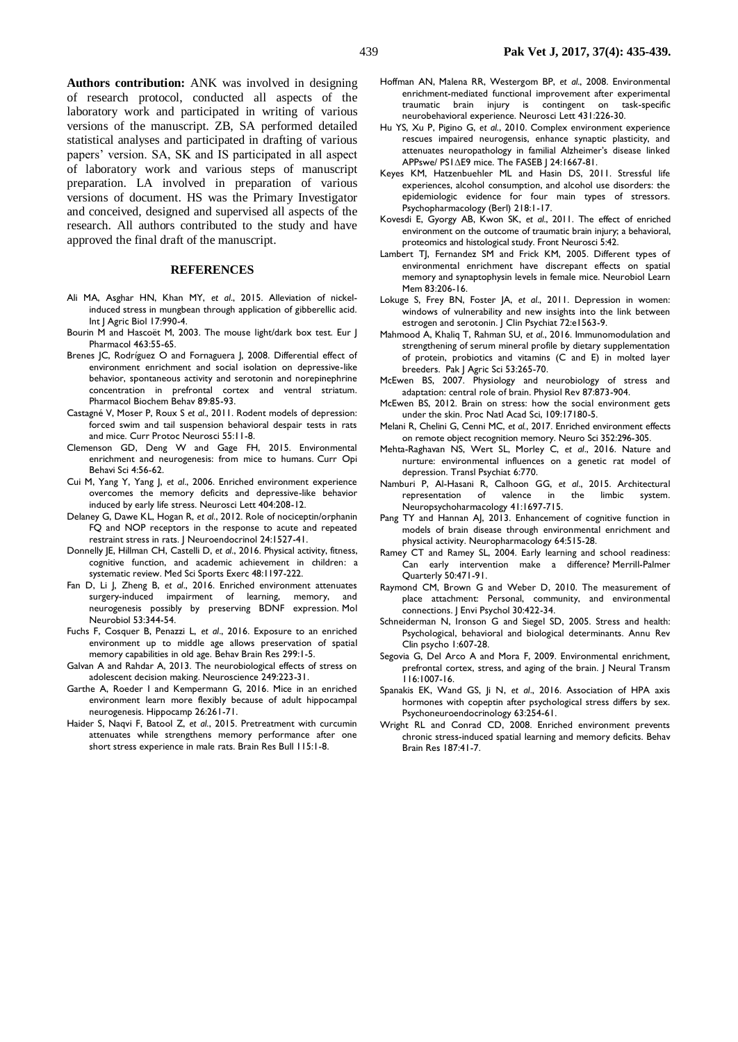**Authors contribution:** ANK was involved in designing of research protocol, conducted all aspects of the laboratory work and participated in writing of various versions of the manuscript. ZB, SA performed detailed statistical analyses and participated in drafting of various papers' version. SA, SK and IS participated in all aspect of laboratory work and various steps of manuscript preparation. LA involved in preparation of various versions of document. HS was the Primary Investigator and conceived, designed and supervised all aspects of the research. All authors contributed to the study and have approved the final draft of the manuscript.

## REFERENCES

Ali MA, Asghar HN, Khan MY, *et al.*, 2015. Alleviation of nickel-induced stress in mungbean through application of gibberellic acid. Int J Agric Biol 17:990-4.

Bourin M and Hascoët M, 2003. The mouse light/dark box test. Eur J Pharmacol 463:55-65.

Brenes JC, Rodríguez O and Fornaguera J, 2008. Differential effect of environment enrichment and social isolation on depressive-like behavior, spontaneous activity and serotonin and norepinephrine concentration in prefrontal cortex and ventral striatum. Pharmacol Biochem Behav 89:85-93.

Castagné V, Moser P, Roux S *et al.*, 2011. Rodent models of depression: forced swim and tail suspension behavioral despair tests in rats and mice. Curr Protoc Neurosci 55:11-8.

Clemenson GD, Deng W and Gage FH, 2015. Environmental enrichment and neurogenesis: from mice to humans. Curr Opi Behavi Sci 4:56-62.

Cui M, Yang Y, Yang J, *et al.*, 2006. Enriched environment experience overcomes the memory deficits and depressive-like behavior induced by early life stress. Neurosci Lett 404:208-12.

Delaney G, Dawe KL, Hogan R, *et al.*, 2012. Role of nociceptin/orphanin FQ and NOP receptors in the response to acute and repeated restraint stress in rats. J Neuroendocrinol 24:1527-41.

Donnelly JE, Hillman CH, Castelli D, *et al.*, 2016. Physical activity, fitness, cognitive function, and academic achievement in children: a systematic review. Med Sci Sports Exerc 48:1197-222.

Fan D, Li J, Zheng B, *et al.*, 2016. Enriched environment attenuates surgery-induced impairment of learning, memory, and neurogenesis possibly by preserving BDNF expression. Mol Neurobiol 53:344-54.

Fuchs F, Cosquer B, Penazzi L, *et al.*, 2016. Exposure to an enriched environment up to middle age allows preservation of spatial memory capabilities in old age. Behav Brain Res 299:1-5.

Galvan A and Rahdar A, 2013. The neurobiological effects of stress on adolescent decision making. Neuroscience 249:223-31.

Garthe A, Roeder I and Kempermann G, 2016. Mice in an enriched environment learn more flexibly because of adult hippocampal neurogenesis. Hippocamp 26:261-71.

Haider S, Naqvi F, Batool Z, *et al.*, 2015. Pretreatment with curcumin attenuates while strengthens memory performance after one short stress experience in male rats. Brain Res Bull 115:1-8.

Hoffman AN, Malena RR, Westergom BP, *et al.*, 2008. Environmental enrichment-mediated functional improvement after experimental traumatic brain injury is contingent on task-specific neurobehavioral experience. Neurosci Lett 431:226-30.

Hu YS, Xu P, Pigino G, *et al.*, 2010. Complex environment experience rescues impaired neurogensis, enhance synaptic plasticity, and attenuates neuropathology in familial Alzheimer's disease linked APPswe/ PS1ΔE9 mice. The FASEB J 24:1667-81.

Keyes KM, Hatzenbuehler ML and Hasin DS, 2011. Stressful life experiences, alcohol consumption, and alcohol use disorders: the epidemiologic evidence for four main types of stressors. Psychopharmacology (Berl) 218:1-17.

Kovesdi E, Gyorgy AB, Kwon SK, *et al.*, 2011. The effect of enriched environment on the outcome of traumatic brain injury; a behavioral, proteomics and histological study. Front Neurosci 5:42.

Lambert TJ, Fernandez SM and Frick KM, 2005. Different types of environmental enrichment have discrepant effects on spatial memory and synaptophysin levels in female mice. Neurobiol Learn Mem 83:206-16.

Lokuge S, Frey BN, Foster JA, *et al.*, 2011. Depression in women: windows of vulnerability and new insights into the link between estrogen and serotonin. J Clin Psychiat 72:e1563-9.

Mahmood A, Khaliq T, Rahman SU, *et al.*, 2016. Immunomodulation and strengthening of serum mineral profile by dietary supplementation of protein, probiotics and vitamins (C and E) in molted layer breeders. Pak J Agric Sci 53:265-70.

McEwen BS, 2007. Physiology and neurobiology of stress and adaptation: central role of brain. Physiol Rev 87:873-904.

McEwen BS, 2012. Brain on stress: how the social environment gets under the skin. Proc Natl Acad Sci, 109:17180-5.

Melani R, Chelini G, Cenni MC, *et al.*, 2017. Enriched environment effects on remote object recognition memory. Neuro Sci 352:296-305.

Mehta-Raghavan NS, Wert SL, Morley C, *et al.*, 2016. Nature and nurture: environmental influences on a genetic rat model of depression. Transl Psychiat 6:770.

Namburi P, Al-Hasani R, Calhoon GG, *et al.*, 2015. Architectural representation of valence in the limbic system. Neuropsychoharmacology 41:1697-715.

Pang TY and Hannan AJ, 2013. Enhancement of cognitive function in models of brain disease through environmental enrichment and physical activity. Neuropharmacology 64:515-28.

Ramey CT and Ramey SL, 2004. Early learning and school readiness: Can early intervention make a difference? Merrill-Palmer Quarterly 50:471-91.

Raymond CM, Brown G and Weber D, 2010. The measurement of place attachment: Personal, community, and environmental connections. J Envi Psychol 30:422-34.

Schneiderman N, Ironson G and Siegel SD, 2005. Stress and health: Psychological, behavioral and biological determinants. Annu Rev Clin psycho 1:607-28.

Segovia G, Del Arco A and Mora F, 2009. Environmental enrichment, prefrontal cortex, stress, and aging of the brain. J Neural Transm 116:1007-16.

Spanakis EK, Wand GS, Ji N, *et al.*, 2016. Association of HPA axis hormones with copeptin after psychological stress differs by sex. Psychoneuroendocrinology 63:254-61.

Wright RL and Conrad CD, 2008. Enriched environment prevents chronic stress-induced spatial learning and memory deficits. Behav Brain Res 187:41-7.